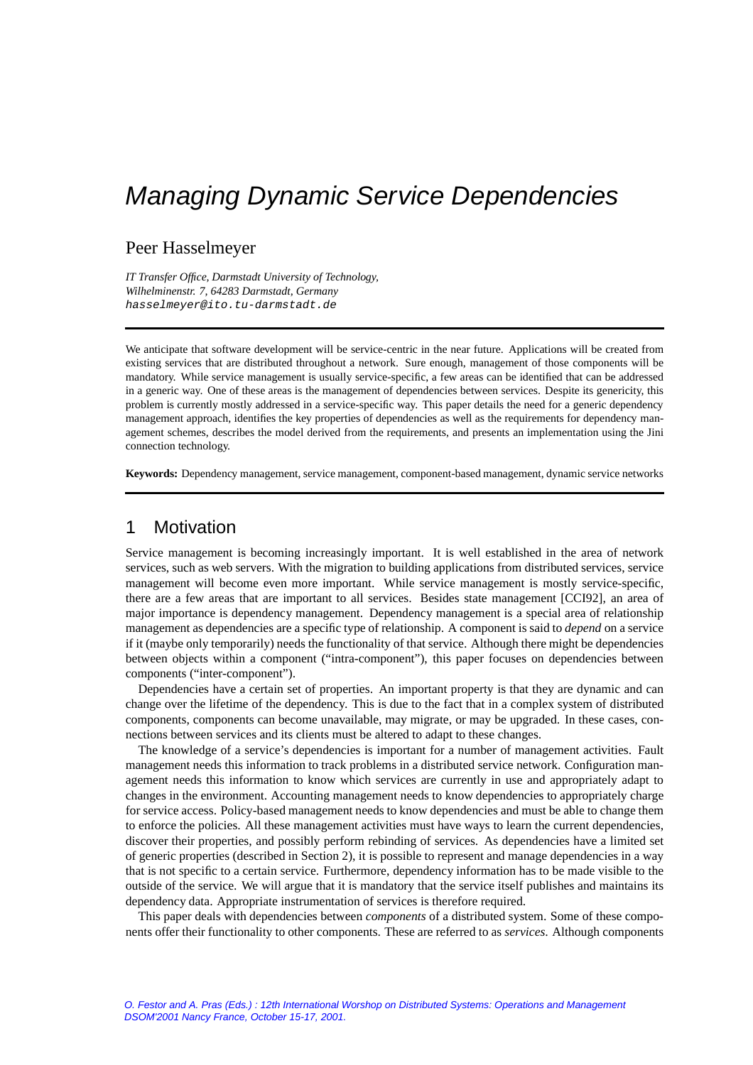# Managing Dynamic Service Dependencies

Peer Hasselmeyer

*IT Transfer Office, Darmstadt University of Technology,*
*Wilhelminenstr. 7, 64283 Darmstadt, Germany*
`hasselmeyer@ito.tu-darmstadt.de`

---

We anticipate that software development will be service-centric in the near future. Applications will be created from existing services that are distributed throughout a network. Sure enough, management of those components will be mandatory. While service management is usually service-specific, a few areas can be identified that can be addressed in a generic way. One of these areas is the management of dependencies between services. Despite its genericity, this problem is currently mostly addressed in a service-specific way. This paper details the need for a generic dependency management approach, identifies the key properties of dependencies as well as the requirements for dependency management schemes, describes the model derived from the requirements, and presents an implementation using the Jini connection technology.

**Keywords:** Dependency management, service management, component-based management, dynamic service networks

---

## 1 Motivation

Service management is becoming increasingly important. It is well established in the area of network services, such as web servers. With the migration to building applications from distributed services, service management will become even more important. While service management is mostly service-specific, there are a few areas that are important to all services. Besides state management [CCI92], an area of major importance is dependency management. Dependency management is a special area of relationship management as dependencies are a specific type of relationship. A component is said to *depend* on a service if it (maybe only temporarily) needs the functionality of that service. Although there might be dependencies between objects within a component ("intra-component"), this paper focuses on dependencies between components ("inter-component").

Dependencies have a certain set of properties. An important property is that they are dynamic and can change over the lifetime of the dependency. This is due to the fact that in a complex system of distributed components, components can become unavailable, may migrate, or may be upgraded. In these cases, connections between services and its clients must be altered to adapt to these changes.

The knowledge of a service's dependencies is important for a number of management activities. Fault management needs this information to track problems in a distributed service network. Configuration management needs this information to know which services are currently in use and appropriately adapt to changes in the environment. Accounting management needs to know dependencies to appropriately charge for service access. Policy-based management needs to know dependencies and must be able to change them to enforce the policies. All these management activities must have ways to learn the current dependencies, discover their properties, and possibly perform rebinding of services. As dependencies have a limited set of generic properties (described in Section 2), it is possible to represent and manage dependencies in a way that is not specific to a certain service. Furthermore, dependency information has to be made visible to the outside of the service. We will argue that it is mandatory that the service itself publishes and maintains its dependency data. Appropriate instrumentation of services is therefore required.

This paper deals with dependencies between *components* of a distributed system. Some of these components offer their functionality to other components. These are referred to as *services*. Although components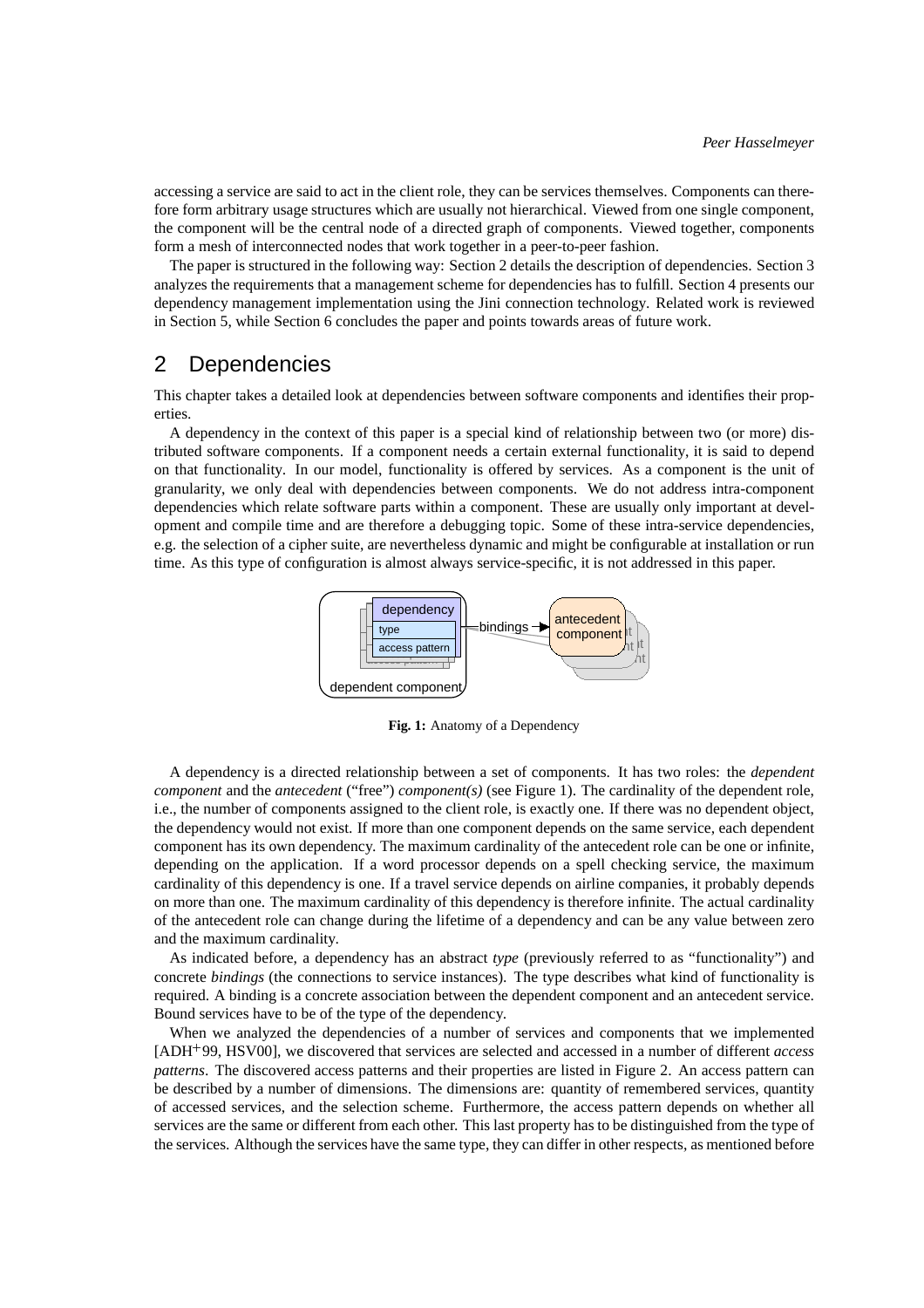accessing a service are said to act in the client role, they can be services themselves. Components can therefore form arbitrary usage structures which are usually not hierarchical. Viewed from one single component, the component will be the central node of a directed graph of components. Viewed together, components form a mesh of interconnected nodes that work together in a peer-to-peer fashion.

The paper is structured in the following way: Section 2 details the description of dependencies. Section 3 analyzes the requirements that a management scheme for dependencies has to fulfill. Section 4 presents our dependency management implementation using the Jini connection technology. Related work is reviewed in Section 5, while Section 6 concludes the paper and points towards areas of future work.

## 2 Dependencies

This chapter takes a detailed look at dependencies between software components and identifies their properties.

A dependency in the context of this paper is a special kind of relationship between two (or more) distributed software components. If a component needs a certain external functionality, it is said to depend on that functionality. In our model, functionality is offered by services. As a component is the unit of granularity, we only deal with dependencies between components. We do not address intra-component dependencies which relate software parts within a component. These are usually only important at development and compile time and are therefore a debugging topic. Some of these intra-service dependencies, e.g. the selection of a cipher suite, are nevertheless dynamic and might be configurable at installation or run time. As this type of configuration is almost always service-specific, it is not addressed in this paper.

**Fig. 1:** Anatomy of a Dependency

A dependency is a directed relationship between a set of components. It has two roles: the *dependent component* and the *antecedent* ("free") *component(s)* (see Figure 1). The cardinality of the dependent role, i.e., the number of components assigned to the client role, is exactly one. If there was no dependent object, the dependency would not exist. If more than one component depends on the same service, each dependent component has its own dependency. The maximum cardinality of the antecedent role can be one or infinite, depending on the application. If a word processor depends on a spell checking service, the maximum cardinality of this dependency is one. If a travel service depends on airline companies, it probably depends on more than one. The maximum cardinality of this dependency is therefore infinite. The actual cardinality of the antecedent role can change during the lifetime of a dependency and can be any value between zero and the maximum cardinality.

As indicated before, a dependency has an abstract *type* (previously referred to as "functionality") and concrete *bindings* (the connections to service instances). The type describes what kind of functionality is required. A binding is a concrete association between the dependent component and an antecedent service. Bound services have to be of the type of the dependency.

When we analyzed the dependencies of a number of services and components that we implemented [ADH+99, HSV00], we discovered that services are selected and accessed in a number of different *access patterns*. The discovered access patterns and their properties are listed in Figure 2. An access pattern can be described by a number of dimensions. The dimensions are: quantity of remembered services, quantity of accessed services, and the selection scheme. Furthermore, the access pattern depends on whether all services are the same or different from each other. This last property has to be distinguished from the type of the services. Although the services have the same type, they can differ in other respects, as mentioned before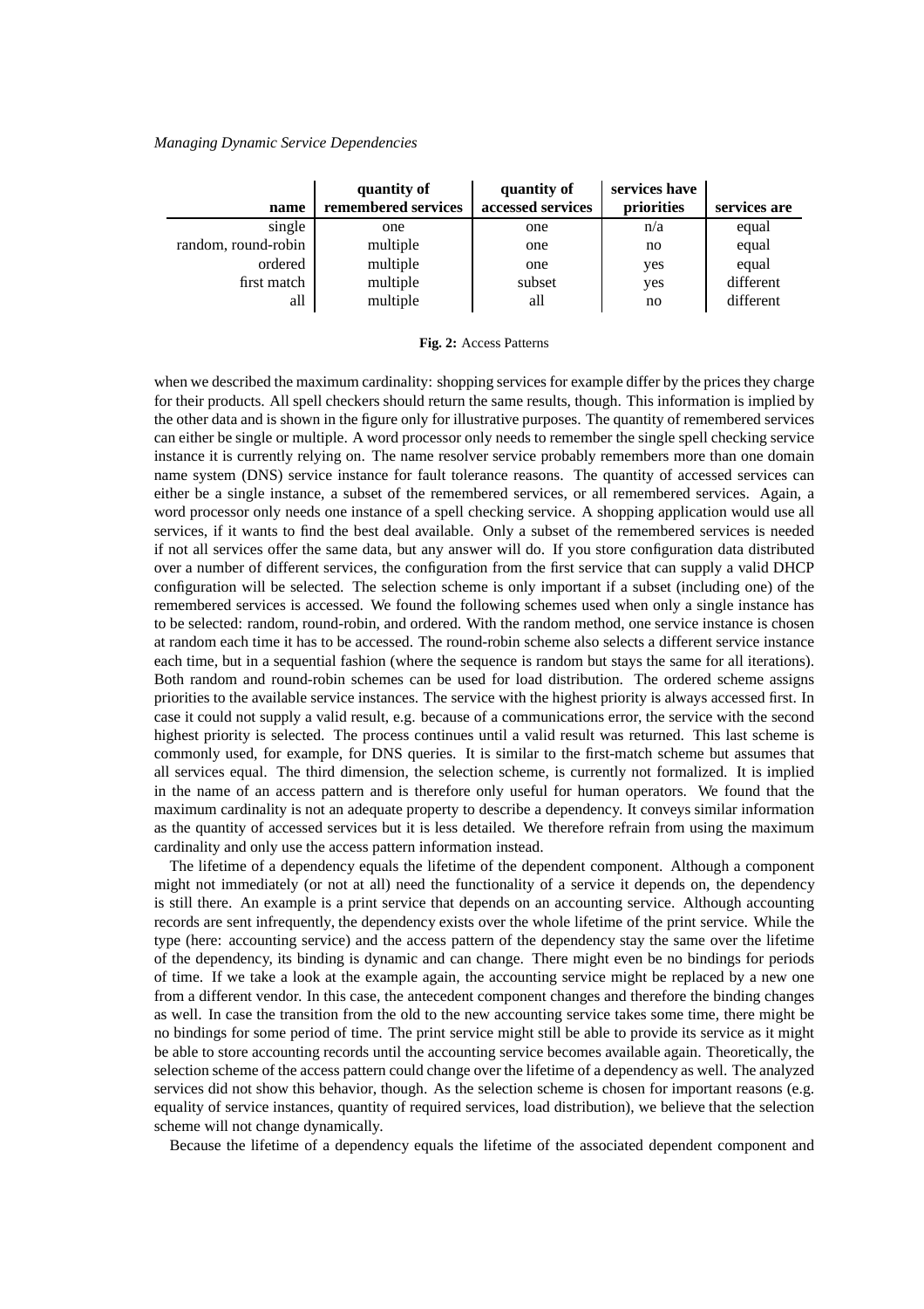| name | quantity of remembered services | quantity of accessed services | services have priorities | services are |
|---|---|---|---|---|
| single | one | one | n/a | equal |
| random, round-robin | multiple | one | no | equal |
| ordered | multiple | one | yes | equal |
| first match | multiple | subset | yes | different |
| all | multiple | all | no | different |

**Fig. 2:** Access Patterns

when we described the maximum cardinality: shopping services for example differ by the prices they charge for their products. All spell checkers should return the same results, though. This information is implied by the other data and is shown in the figure only for illustrative purposes. The quantity of remembered services can either be single or multiple. A word processor only needs to remember the single spell checking service instance it is currently relying on. The name resolver service probably remembers more than one domain name system (DNS) service instance for fault tolerance reasons. The quantity of accessed services can either be a single instance, a subset of the remembered services, or all remembered services. Again, a word processor only needs one instance of a spell checking service. A shopping application would use all services, if it wants to find the best deal available. Only a subset of the remembered services is needed if not all services offer the same data, but any answer will do. If you store configuration data distributed over a number of different services, the configuration from the first service that can supply a valid DHCP configuration will be selected. The selection scheme is only important if a subset (including one) of the remembered services is accessed. We found the following schemes used when only a single instance has to be selected: random, round-robin, and ordered. With the random method, one service instance is chosen at random each time it has to be accessed. The round-robin scheme also selects a different service instance each time, but in a sequential fashion (where the sequence is random but stays the same for all iterations). Both random and round-robin schemes can be used for load distribution. The ordered scheme assigns priorities to the available service instances. The service with the highest priority is always accessed first. In case it could not supply a valid result, e.g. because of a communications error, the service with the second highest priority is selected. The process continues until a valid result was returned. This last scheme is commonly used, for example, for DNS queries. It is similar to the first-match scheme but assumes that all services equal. The third dimension, the selection scheme, is currently not formalized. It is implied in the name of an access pattern and is therefore only useful for human operators. We found that the maximum cardinality is not an adequate property to describe a dependency. It conveys similar information as the quantity of accessed services but it is less detailed. We therefore refrain from using the maximum cardinality and only use the access pattern information instead.

The lifetime of a dependency equals the lifetime of the dependent component. Although a component might not immediately (or not at all) need the functionality of a service it depends on, the dependency is still there. An example is a print service that depends on an accounting service. Although accounting records are sent infrequently, the dependency exists over the whole lifetime of the print service. While the type (here: accounting service) and the access pattern of the dependency stay the same over the lifetime of the dependency, its binding is dynamic and can change. There might even be no bindings for periods of time. If we take a look at the example again, the accounting service might be replaced by a new one from a different vendor. In this case, the antecedent component changes and therefore the binding changes as well. In case the transition from the old to the new accounting service takes some time, there might be no bindings for some period of time. The print service might still be able to provide its service as it might be able to store accounting records until the accounting service becomes available again. Theoretically, the selection scheme of the access pattern could change over the lifetime of a dependency as well. The analyzed services did not show this behavior, though. As the selection scheme is chosen for important reasons (e.g. equality of service instances, quantity of required services, load distribution), we believe that the selection scheme will not change dynamically.

Because the lifetime of a dependency equals the lifetime of the associated dependent component and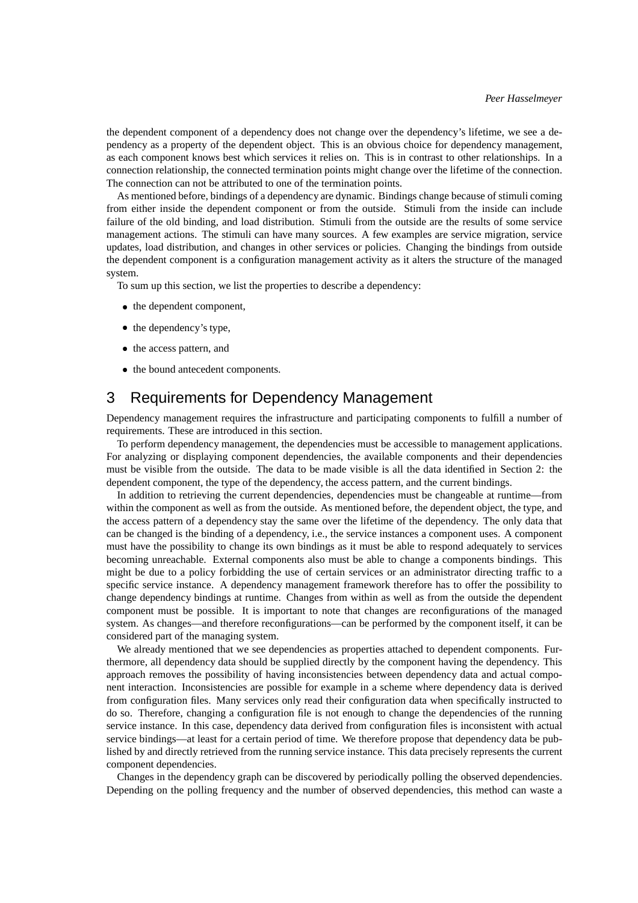the dependent component of a dependency does not change over the dependency's lifetime, we see a dependency as a property of the dependent object. This is an obvious choice for dependency management, as each component knows best which services it relies on. This is in contrast to other relationships. In a connection relationship, the connected termination points might change over the lifetime of the connection. The connection can not be attributed to one of the termination points.

As mentioned before, bindings of a dependency are dynamic. Bindings change because of stimuli coming from either inside the dependent component or from the outside. Stimuli from the inside can include failure of the old binding, and load distribution. Stimuli from the outside are the results of some service management actions. The stimuli can have many sources. A few examples are service migration, service updates, load distribution, and changes in other services or policies. Changing the bindings from outside the dependent component is a configuration management activity as it alters the structure of the managed system.

To sum up this section, we list the properties to describe a dependency:

- the dependent component,
- the dependency's type,
- the access pattern, and
- the bound antecedent components.

# 3 Requirements for Dependency Management

Dependency management requires the infrastructure and participating components to fulfill a number of requirements. These are introduced in this section.

To perform dependency management, the dependencies must be accessible to management applications. For analyzing or displaying component dependencies, the available components and their dependencies must be visible from the outside. The data to be made visible is all the data identified in Section 2: the dependent component, the type of the dependency, the access pattern, and the current bindings.

In addition to retrieving the current dependencies, dependencies must be changeable at runtime—from within the component as well as from the outside. As mentioned before, the dependent object, the type, and the access pattern of a dependency stay the same over the lifetime of the dependency. The only data that can be changed is the binding of a dependency, i.e., the service instances a component uses. A component must have the possibility to change its own bindings as it must be able to respond adequately to services becoming unreachable. External components also must be able to change a components bindings. This might be due to a policy forbidding the use of certain services or an administrator directing traffic to a specific service instance. A dependency management framework therefore has to offer the possibility to change dependency bindings at runtime. Changes from within as well as from the outside the dependent component must be possible. It is important to note that changes are reconfigurations of the managed system. As changes—and therefore reconfigurations—can be performed by the component itself, it can be considered part of the managing system.

We already mentioned that we see dependencies as properties attached to dependent components. Furthermore, all dependency data should be supplied directly by the component having the dependency. This approach removes the possibility of having inconsistencies between dependency data and actual component interaction. Inconsistencies are possible for example in a scheme where dependency data is derived from configuration files. Many services only read their configuration data when specifically instructed to do so. Therefore, changing a configuration file is not enough to change the dependencies of the running service instance. In this case, dependency data derived from configuration files is inconsistent with actual service bindings—at least for a certain period of time. We therefore propose that dependency data be published by and directly retrieved from the running service instance. This data precisely represents the current component dependencies.

Changes in the dependency graph can be discovered by periodically polling the observed dependencies. Depending on the polling frequency and the number of observed dependencies, this method can waste a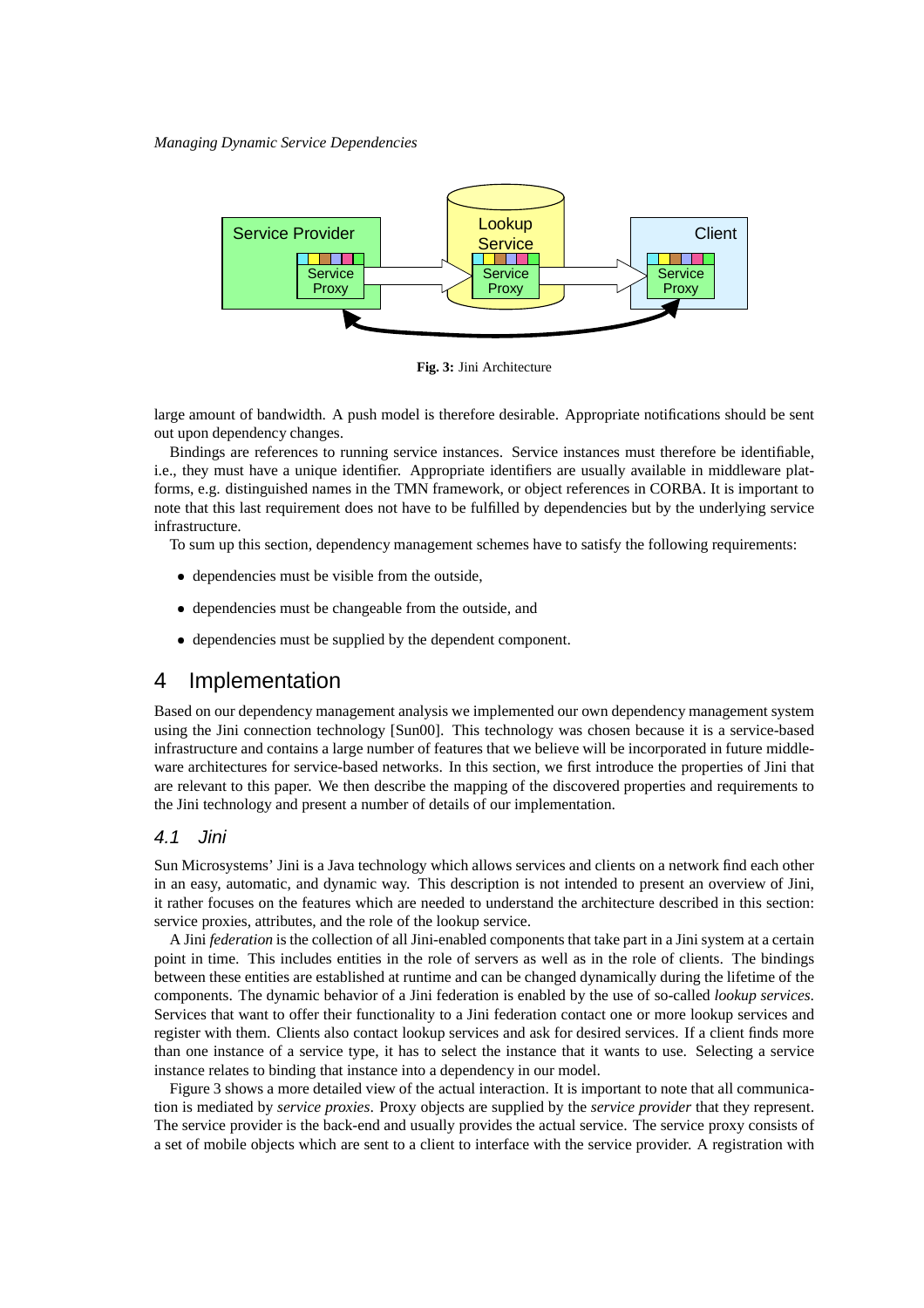**Fig. 3:** Jini Architecture

large amount of bandwidth. A push model is therefore desirable. Appropriate notifications should be sent out upon dependency changes.

Bindings are references to running service instances. Service instances must therefore be identifiable, i.e., they must have a unique identifier. Appropriate identifiers are usually available in middleware platforms, e.g. distinguished names in the TMN framework, or object references in CORBA. It is important to note that this last requirement does not have to be fulfilled by dependencies but by the underlying service infrastructure.

To sum up this section, dependency management schemes have to satisfy the following requirements:

- dependencies must be visible from the outside,
- dependencies must be changeable from the outside, and
- dependencies must be supplied by the dependent component.

# 4 Implementation

Based on our dependency management analysis we implemented our own dependency management system using the Jini connection technology [Sun00]. This technology was chosen because it is a service-based infrastructure and contains a large number of features that we believe will be incorporated in future middleware architectures for service-based networks. In this section, we first introduce the properties of Jini that are relevant to this paper. We then describe the mapping of the discovered properties and requirements to the Jini technology and present a number of details of our implementation.

## *4.1 Jini*

Sun Microsystems' Jini is a Java technology which allows services and clients on a network find each other in an easy, automatic, and dynamic way. This description is not intended to present an overview of Jini, it rather focuses on the features which are needed to understand the architecture described in this section: service proxies, attributes, and the role of the lookup service.

A Jini *federation* is the collection of all Jini-enabled components that take part in a Jini system at a certain point in time. This includes entities in the role of servers as well as in the role of clients. The bindings between these entities are established at runtime and can be changed dynamically during the lifetime of the components. The dynamic behavior of a Jini federation is enabled by the use of so-called *lookup services*. Services that want to offer their functionality to a Jini federation contact one or more lookup services and register with them. Clients also contact lookup services and ask for desired services. If a client finds more than one instance of a service type, it has to select the instance that it wants to use. Selecting a service instance relates to binding that instance into a dependency in our model.

Figure 3 shows a more detailed view of the actual interaction. It is important to note that all communication is mediated by *service proxies*. Proxy objects are supplied by the *service provider* that they represent. The service provider is the back-end and usually provides the actual service. The service proxy consists of a set of mobile objects which are sent to a client to interface with the service provider. A registration with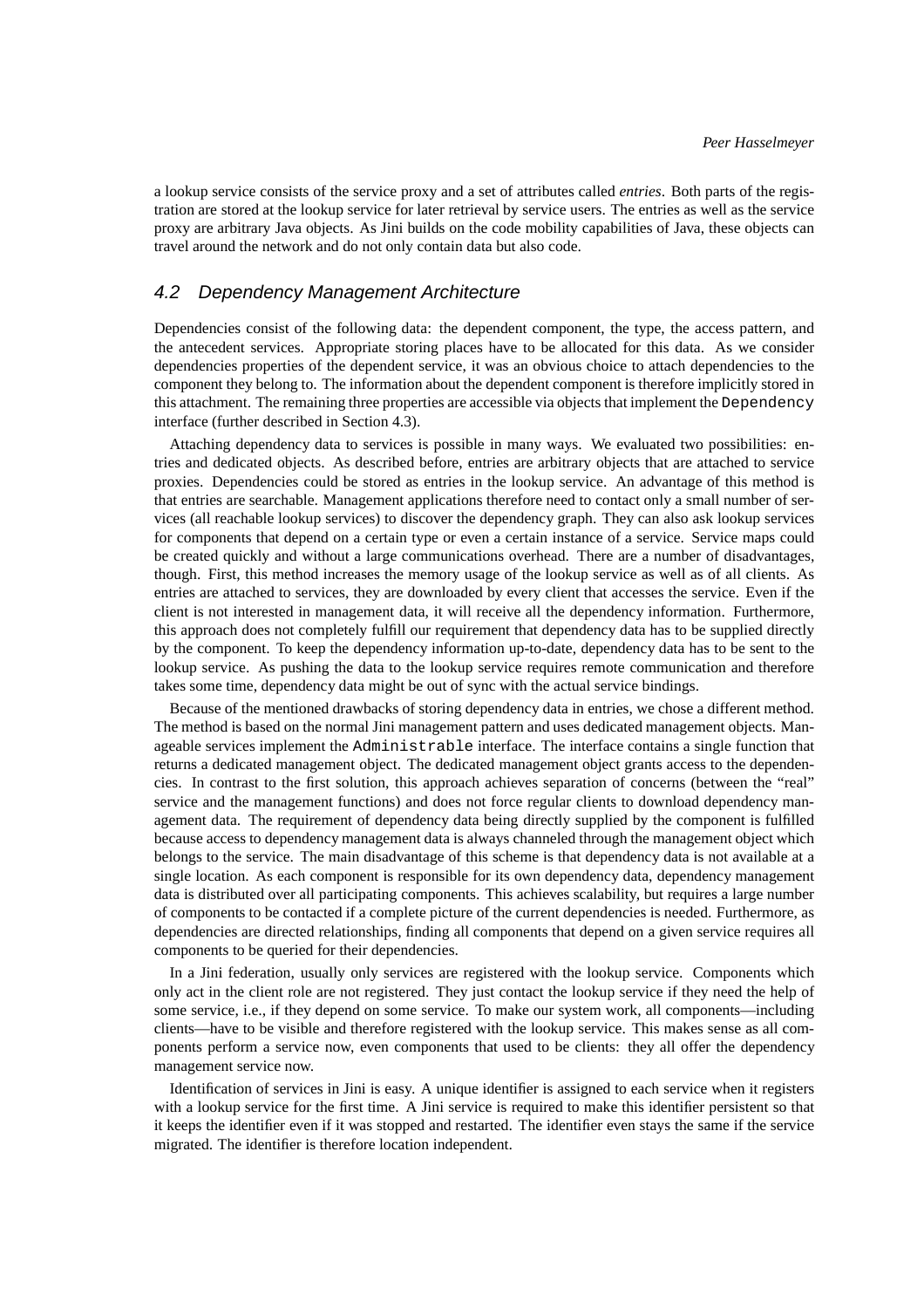a lookup service consists of the service proxy and a set of attributes called *entries*. Both parts of the registration are stored at the lookup service for later retrieval by service users. The entries as well as the service proxy are arbitrary Java objects. As Jini builds on the code mobility capabilities of Java, these objects can travel around the network and do not only contain data but also code.

## 4.2 Dependency Management Architecture

Dependencies consist of the following data: the dependent component, the type, the access pattern, and the antecedent services. Appropriate storing places have to be allocated for this data. As we consider dependencies properties of the dependent service, it was an obvious choice to attach dependencies to the component they belong to. The information about the dependent component is therefore implicitly stored in this attachment. The remaining three properties are accessible via objects that implement the `Dependency` interface (further described in Section 4.3).

Attaching dependency data to services is possible in many ways. We evaluated two possibilities: entries and dedicated objects. As described before, entries are arbitrary objects that are attached to service proxies. Dependencies could be stored as entries in the lookup service. An advantage of this method is that entries are searchable. Management applications therefore need to contact only a small number of services (all reachable lookup services) to discover the dependency graph. They can also ask lookup services for components that depend on a certain type or even a certain instance of a service. Service maps could be created quickly and without a large communications overhead. There are a number of disadvantages, though. First, this method increases the memory usage of the lookup service as well as of all clients. As entries are attached to services, they are downloaded by every client that accesses the service. Even if the client is not interested in management data, it will receive all the dependency information. Furthermore, this approach does not completely fulfill our requirement that dependency data has to be supplied directly by the component. To keep the dependency information up-to-date, dependency data has to be sent to the lookup service. As pushing the data to the lookup service requires remote communication and therefore takes some time, dependency data might be out of sync with the actual service bindings.

Because of the mentioned drawbacks of storing dependency data in entries, we chose a different method. The method is based on the normal Jini management pattern and uses dedicated management objects. Manageable services implement the `Administrable` interface. The interface contains a single function that returns a dedicated management object. The dedicated management object grants access to the dependencies. In contrast to the first solution, this approach achieves separation of concerns (between the "real" service and the management functions) and does not force regular clients to download dependency management data. The requirement of dependency data being directly supplied by the component is fulfilled because access to dependency management data is always channeled through the management object which belongs to the service. The main disadvantage of this scheme is that dependency data is not available at a single location. As each component is responsible for its own dependency data, dependency management data is distributed over all participating components. This achieves scalability, but requires a large number of components to be contacted if a complete picture of the current dependencies is needed. Furthermore, as dependencies are directed relationships, finding all components that depend on a given service requires all components to be queried for their dependencies.

In a Jini federation, usually only services are registered with the lookup service. Components which only act in the client role are not registered. They just contact the lookup service if they need the help of some service, i.e., if they depend on some service. To make our system work, all components—including clients—have to be visible and therefore registered with the lookup service. This makes sense as all components perform a service now, even components that used to be clients: they all offer the dependency management service now.

Identification of services in Jini is easy. A unique identifier is assigned to each service when it registers with a lookup service for the first time. A Jini service is required to make this identifier persistent so that it keeps the identifier even if it was stopped and restarted. The identifier even stays the same if the service migrated. The identifier is therefore location independent.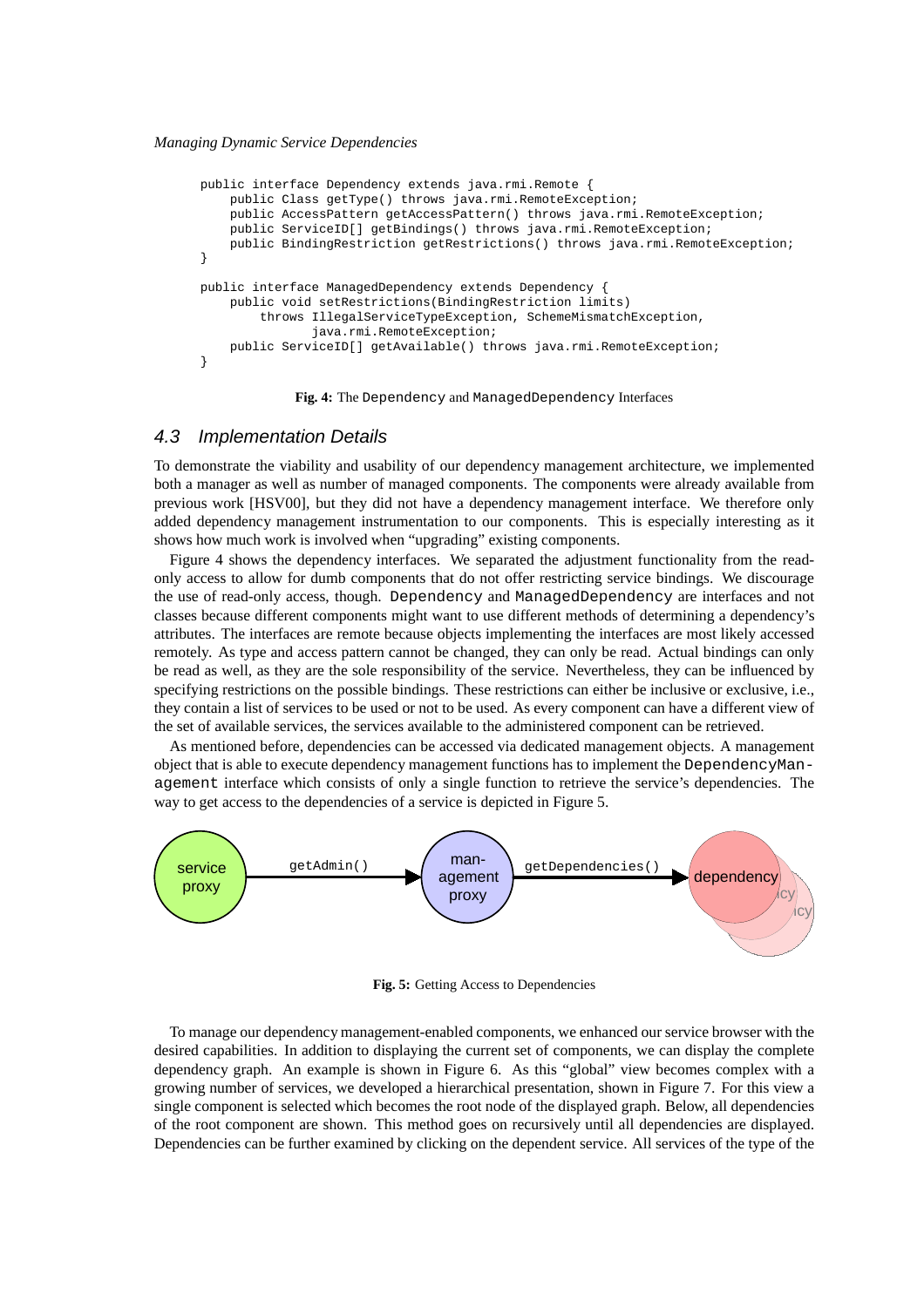```
public interface Dependency extends java.rmi.Remote {
    public Class getType() throws java.rmi.RemoteException;
    public AccessPattern getAccessPattern() throws java.rmi.RemoteException;
    public ServiceID[] getBindings() throws java.rmi.RemoteException;
    public BindingRestriction getRestrictions() throws java.rmi.RemoteException;
}

public interface ManagedDependency extends Dependency {
    public void setRestrictions(BindingRestriction limits)
        throws IllegalServiceTypeException, SchemeMismatchException,
               java.rmi.RemoteException;
    public ServiceID[] getAvailable() throws java.rmi.RemoteException;
}
```

**Fig. 4:** The `Dependency` and `ManagedDependency` Interfaces

### *4.3 Implementation Details*

To demonstrate the viability and usability of our dependency management architecture, we implemented both a manager as well as number of managed components. The components were already available from previous work [HSV00], but they did not have a dependency management interface. We therefore only added dependency management instrumentation to our components. This is especially interesting as it shows how much work is involved when "upgrading" existing components.

Figure 4 shows the dependency interfaces. We separated the adjustment functionality from the read-only access to allow for dumb components that do not offer restricting service bindings. We discourage the use of read-only access, though. `Dependency` and `ManagedDependency` are interfaces and not classes because different components might want to use different methods of determining a dependency's attributes. The interfaces are remote because objects implementing the interfaces are most likely accessed remotely. As type and access pattern cannot be changed, they can only be read. Actual bindings can only be read as well, as they are the sole responsibility of the service. Nevertheless, they can be influenced by specifying restrictions on the possible bindings. These restrictions can either be inclusive or exclusive, i.e., they contain a list of services to be used or not to be used. As every component can have a different view of the set of available services, the services available to the administered component can be retrieved.

As mentioned before, dependencies can be accessed via dedicated management objects. A management object that is able to execute dependency management functions has to implement the `DependencyManagement` interface which consists of only a single function to retrieve the service's dependencies. The way to get access to the dependencies of a service is depicted in Figure 5.

**Fig. 5:** Getting Access to Dependencies

To manage our dependency management-enabled components, we enhanced our service browser with the desired capabilities. In addition to displaying the current set of components, we can display the complete dependency graph. An example is shown in Figure 6. As this "global" view becomes complex with a growing number of services, we developed a hierarchical presentation, shown in Figure 7. For this view a single component is selected which becomes the root node of the displayed graph. Below, all dependencies of the root component are shown. This method goes on recursively until all dependencies are displayed. Dependencies can be further examined by clicking on the dependent service. All services of the type of the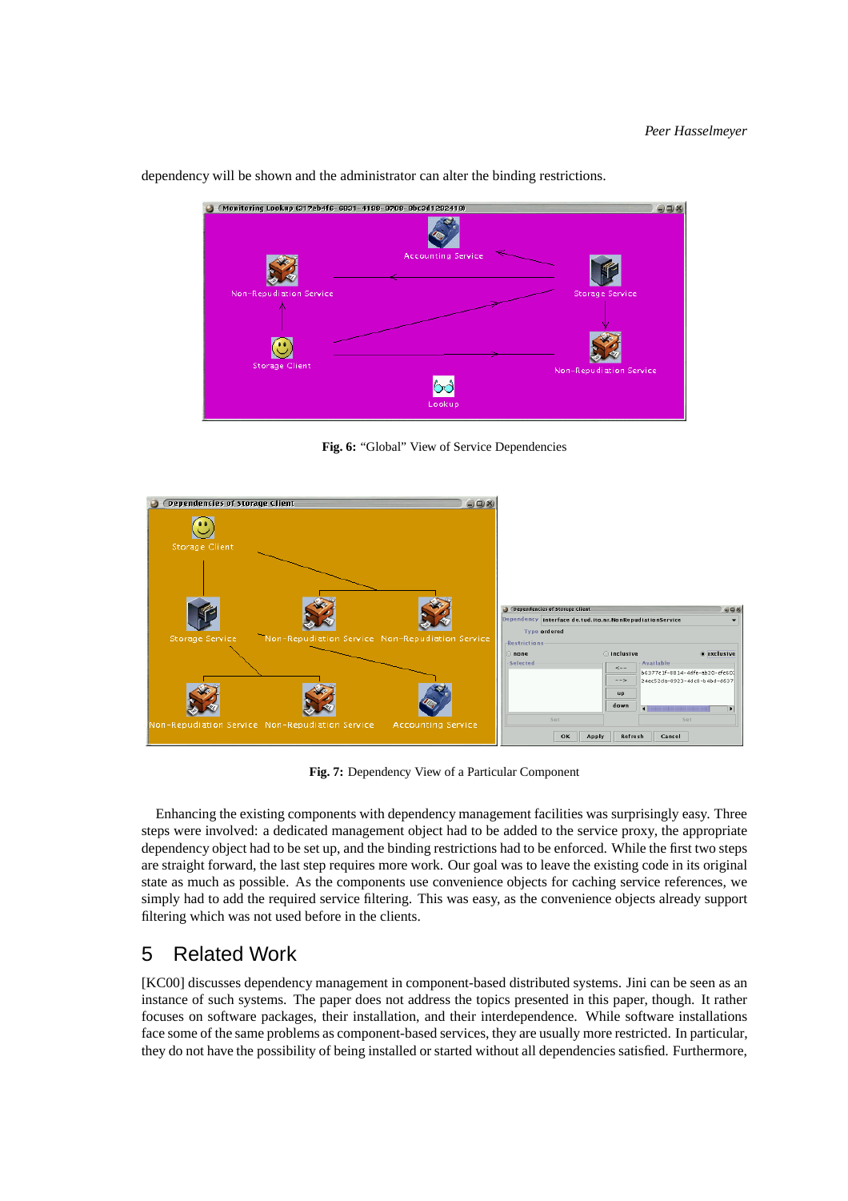dependency will be shown and the administrator can alter the binding restrictions.

**Fig. 6:** "Global" View of Service Dependencies

**Fig. 7:** Dependency View of a Particular Component

Enhancing the existing components with dependency management facilities was surprisingly easy. Three steps were involved: a dedicated management object had to be added to the service proxy, the appropriate dependency object had to be set up, and the binding restrictions had to be enforced. While the first two steps are straight forward, the last step requires more work. Our goal was to leave the existing code in its original state as much as possible. As the components use convenience objects for caching service references, we simply had to add the required service filtering. This was easy, as the convenience objects already support filtering which was not used before in the clients.

## 5 Related Work

[KC00] discusses dependency management in component-based distributed systems. Jini can be seen as an instance of such systems. The paper does not address the topics presented in this paper, though. It rather focuses on software packages, their installation, and their interdependence. While software installations face some of the same problems as component-based services, they are usually more restricted. In particular, they do not have the possibility of being installed or started without all dependencies satisfied. Furthermore,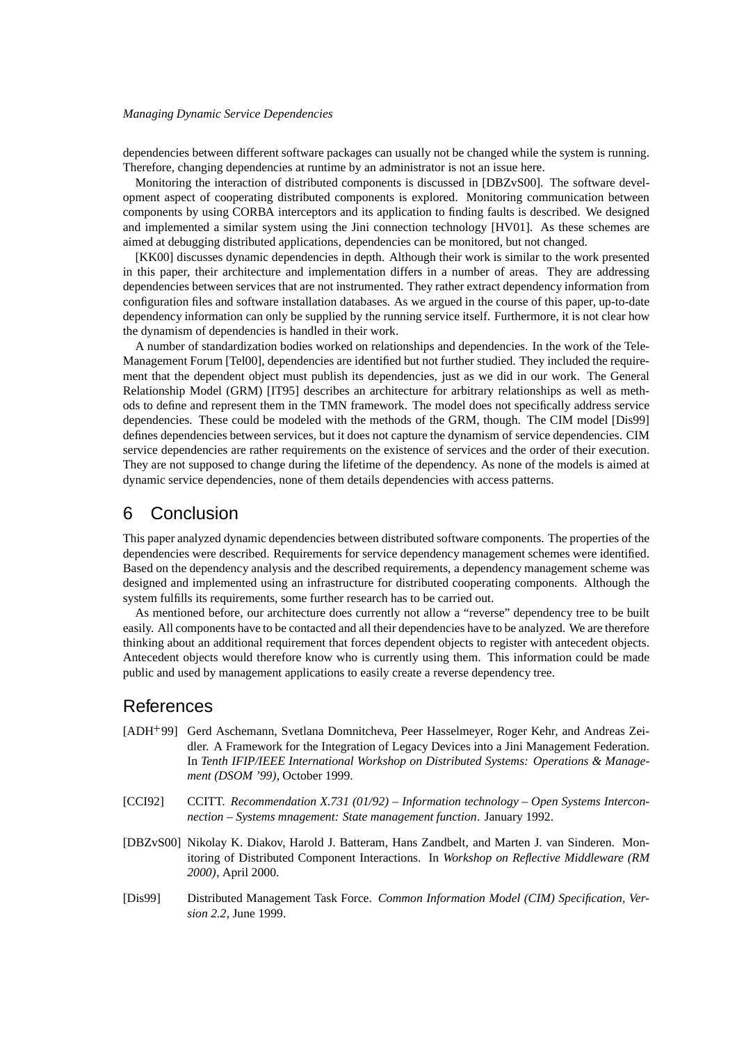dependencies between different software packages can usually not be changed while the system is running. Therefore, changing dependencies at runtime by an administrator is not an issue here.

Monitoring the interaction of distributed components is discussed in [DBZvS00]. The software development aspect of cooperating distributed components is explored. Monitoring communication between components by using CORBA interceptors and its application to finding faults is described. We designed and implemented a similar system using the Jini connection technology [HV01]. As these schemes are aimed at debugging distributed applications, dependencies can be monitored, but not changed.

[KK00] discusses dynamic dependencies in depth. Although their work is similar to the work presented in this paper, their architecture and implementation differs in a number of areas. They are addressing dependencies between services that are not instrumented. They rather extract dependency information from configuration files and software installation databases. As we argued in the course of this paper, up-to-date dependency information can only be supplied by the running service itself. Furthermore, it is not clear how the dynamism of dependencies is handled in their work.

A number of standardization bodies worked on relationships and dependencies. In the work of the TeleManagement Forum [Tel00], dependencies are identified but not further studied. They included the requirement that the dependent object must publish its dependencies, just as we did in our work. The General Relationship Model (GRM) [IT95] describes an architecture for arbitrary relationships as well as methods to define and represent them in the TMN framework. The model does not specifically address service dependencies. These could be modeled with the methods of the GRM, though. The CIM model [Dis99] defines dependencies between services, but it does not capture the dynamism of service dependencies. CIM service dependencies are rather requirements on the existence of services and the order of their execution. They are not supposed to change during the lifetime of the dependency. As none of the models is aimed at dynamic service dependencies, none of them details dependencies with access patterns.

## 6 Conclusion

This paper analyzed dynamic dependencies between distributed software components. The properties of the dependencies were described. Requirements for service dependency management schemes were identified. Based on the dependency analysis and the described requirements, a dependency management scheme was designed and implemented using an infrastructure for distributed cooperating components. Although the system fulfills its requirements, some further research has to be carried out.

As mentioned before, our architecture does currently not allow a "reverse" dependency tree to be built easily. All components have to be contacted and all their dependencies have to be analyzed. We are therefore thinking about an additional requirement that forces dependent objects to register with antecedent objects. Antecedent objects would therefore know who is currently using them. This information could be made public and used by management applications to easily create a reverse dependency tree.

## References

[ADH+99] Gerd Aschemann, Svetlana Domnitcheva, Peer Hasselmeyer, Roger Kehr, and Andreas Zeidler. A Framework for the Integration of Legacy Devices into a Jini Management Federation. In *Tenth IFIP/IEEE International Workshop on Distributed Systems: Operations & Management (DSOM '99)*, October 1999.

[CCI92] CCITT. *Recommendation X.731 (01/92) – Information technology – Open Systems Interconnection – Systems mnagement: State management function*. January 1992.

[DBZvS00] Nikolay K. Diakov, Harold J. Batteram, Hans Zandbelt, and Marten J. van Sinderen. Monitoring of Distributed Component Interactions. In *Workshop on Reflective Middleware (RM 2000)*, April 2000.

[Dis99] Distributed Management Task Force. *Common Information Model (CIM) Specification, Version 2.2*, June 1999.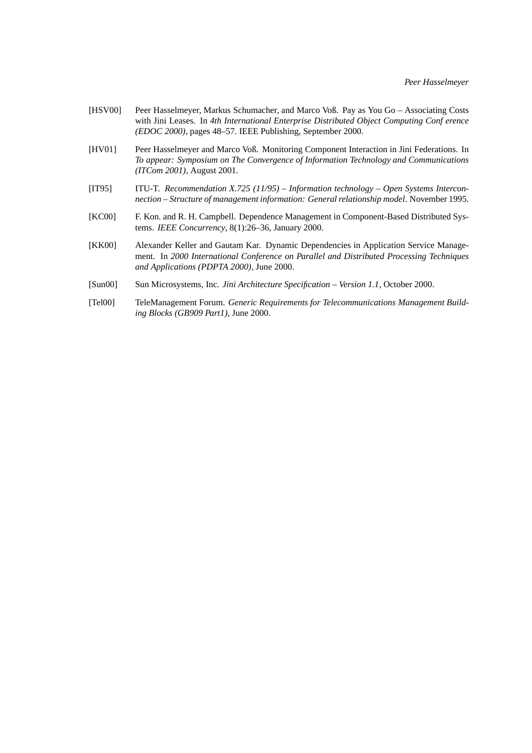[HSV00] Peer Hasselmeyer, Markus Schumacher, and Marco Voß. Pay as You Go – Associating Costs with Jini Leases. In *4th International Enterprise Distributed Object Computing Conf erence (EDOC 2000)*, pages 48–57. IEEE Publishing, September 2000.

[HV01] Peer Hasselmeyer and Marco Voß. Monitoring Component Interaction in Jini Federations. In *To appear: Symposium on The Convergence of Information Technology and Communications (ITCom 2001)*, August 2001.

[IT95] ITU-T. *Recommendation X.725 (11/95) – Information technology – Open Systems Interconnection – Structure of management information: General relationship model*. November 1995.

[KC00] F. Kon. and R. H. Campbell. Dependence Management in Component-Based Distributed Systems. *IEEE Concurrency*, 8(1):26–36, January 2000.

[KK00] Alexander Keller and Gautam Kar. Dynamic Dependencies in Application Service Management. In *2000 International Conference on Parallel and Distributed Processing Techniques and Applications (PDPTA 2000)*, June 2000.

[Sun00] Sun Microsystems, Inc. *Jini Architecture Specification – Version 1.1*, October 2000.

[Tel00] TeleManagement Forum. *Generic Requirements for Telecommunications Management Building Blocks (GB909 Part1)*, June 2000.